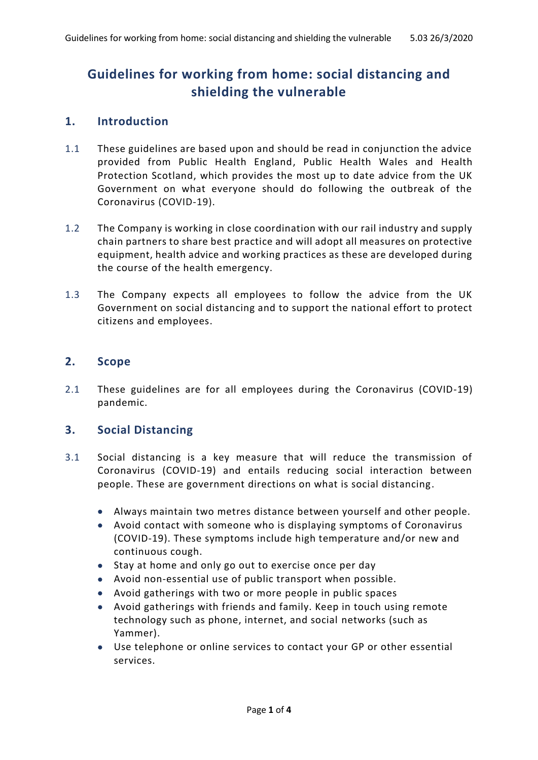# Guidelines for working from home: social distancing and shielding the vulnerable

## 1. Introduction

1.1 These guidelines are based upon and should be read in conjunction the advice provided from Public Health England, Public Health Wales and Health Protection Scotland, which provides the most up to date advice from the UK Government on what everyone should do following the outbreak of the Coronavirus (COVID-19).

1.2 The Company is working in close coordination with our rail industry and supply chain partners to share best practice and will adopt all measures on protective equipment, health advice and working practices as these are developed during the course of the health emergency.

1.3 The Company expects all employees to follow the advice from the UK Government on social distancing and to support the national effort to protect citizens and employees.

## 2. Scope

2.1 These guidelines are for all employees during the Coronavirus (COVID-19) pandemic.

## 3. Social Distancing

3.1 Social distancing is a key measure that will reduce the transmission of Coronavirus (COVID-19) and entails reducing social interaction between people. These are government directions on what is social distancing.

- Always maintain two metres distance between yourself and other people.
- Avoid contact with someone who is displaying symptoms of Coronavirus (COVID-19). These symptoms include high temperature and/or new and continuous cough.
- Stay at home and only go out to exercise once per day
- Avoid non-essential use of public transport when possible.
- Avoid gatherings with two or more people in public spaces
- Avoid gatherings with friends and family. Keep in touch using remote technology such as phone, internet, and social networks (such as Yammer).
- Use telephone or online services to contact your GP or other essential services.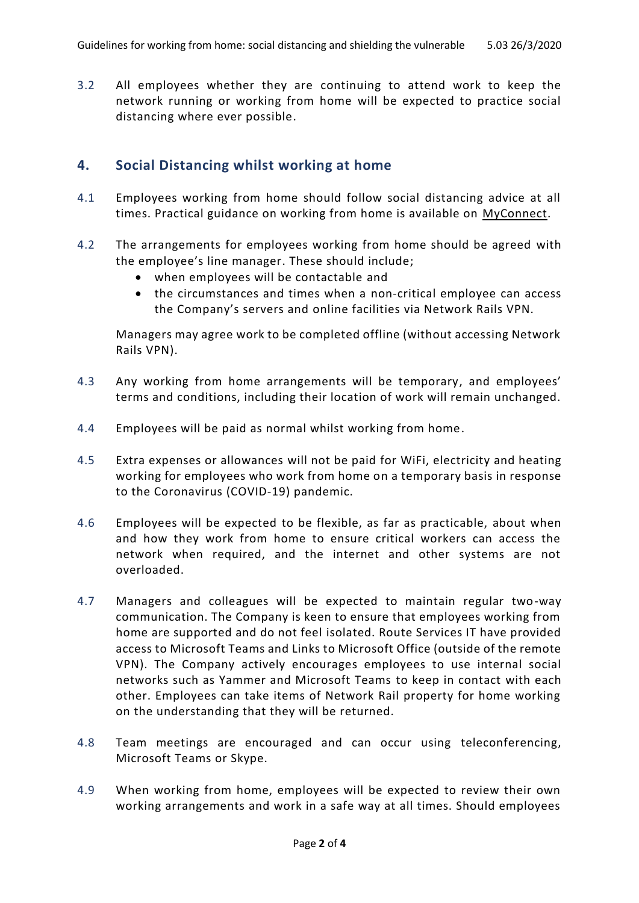3.2 All employees whether they are continuing to attend work to keep the network running or working from home will be expected to practice social distancing where ever possible.

## 4. Social Distancing whilst working at home

4.1 Employees working from home should follow social distancing advice at all times. Practical guidance on working from home is available on MyConnect.

4.2 The arrangements for employees working from home should be agreed with the employee's line manager. These should include;

- when employees will be contactable and
- the circumstances and times when a non-critical employee can access the Company's servers and online facilities via Network Rails VPN.

Managers may agree work to be completed offline (without accessing Network Rails VPN).

4.3 Any working from home arrangements will be temporary, and employees' terms and conditions, including their location of work will remain unchanged.

4.4 Employees will be paid as normal whilst working from home.

4.5 Extra expenses or allowances will not be paid for WiFi, electricity and heating working for employees who work from home on a temporary basis in response to the Coronavirus (COVID-19) pandemic.

4.6 Employees will be expected to be flexible, as far as practicable, about when and how they work from home to ensure critical workers can access the network when required, and the internet and other systems are not overloaded.

4.7 Managers and colleagues will be expected to maintain regular two-way communication. The Company is keen to ensure that employees working from home are supported and do not feel isolated. Route Services IT have provided access to Microsoft Teams and Links to Microsoft Office (outside of the remote VPN). The Company actively encourages employees to use internal social networks such as Yammer and Microsoft Teams to keep in contact with each other. Employees can take items of Network Rail property for home working on the understanding that they will be returned.

4.8 Team meetings are encouraged and can occur using teleconferencing, Microsoft Teams or Skype.

4.9 When working from home, employees will be expected to review their own working arrangements and work in a safe way at all times. Should employees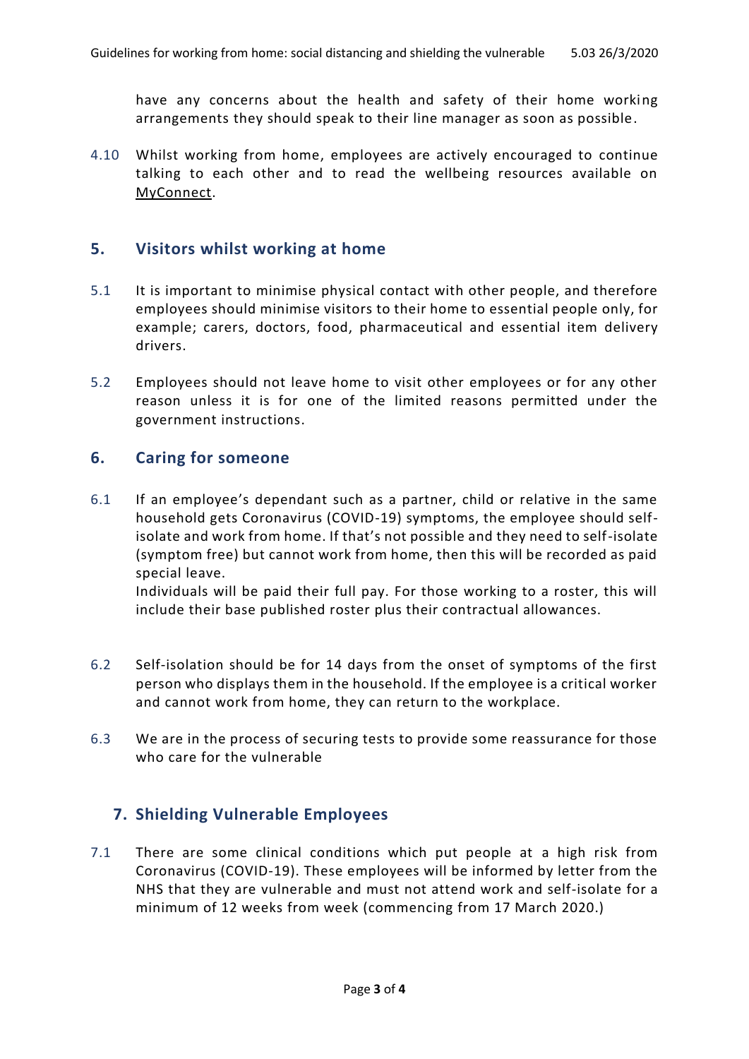have any concerns about the health and safety of their home working arrangements they should speak to their line manager as soon as possible.

4.10 Whilst working from home, employees are actively encouraged to continue talking to each other and to read the wellbeing resources available on MyConnect.

## 5. Visitors whilst working at home

5.1 It is important to minimise physical contact with other people, and therefore employees should minimise visitors to their home to essential people only, for example; carers, doctors, food, pharmaceutical and essential item delivery drivers.

5.2 Employees should not leave home to visit other employees or for any other reason unless it is for one of the limited reasons permitted under the government instructions.

## 6. Caring for someone

6.1 If an employee's dependant such as a partner, child or relative in the same household gets Coronavirus (COVID-19) symptoms, the employee should self-isolate and work from home. If that's not possible and they need to self-isolate (symptom free) but cannot work from home, then this will be recorded as paid special leave.
Individuals will be paid their full pay. For those working to a roster, this will include their base published roster plus their contractual allowances.

6.2 Self-isolation should be for 14 days from the onset of symptoms of the first person who displays them in the household. If the employee is a critical worker and cannot work from home, they can return to the workplace.

6.3 We are in the process of securing tests to provide some reassurance for those who care for the vulnerable

## 7. Shielding Vulnerable Employees

7.1 There are some clinical conditions which put people at a high risk from Coronavirus (COVID-19). These employees will be informed by letter from the NHS that they are vulnerable and must not attend work and self-isolate for a minimum of 12 weeks from week (commencing from 17 March 2020.)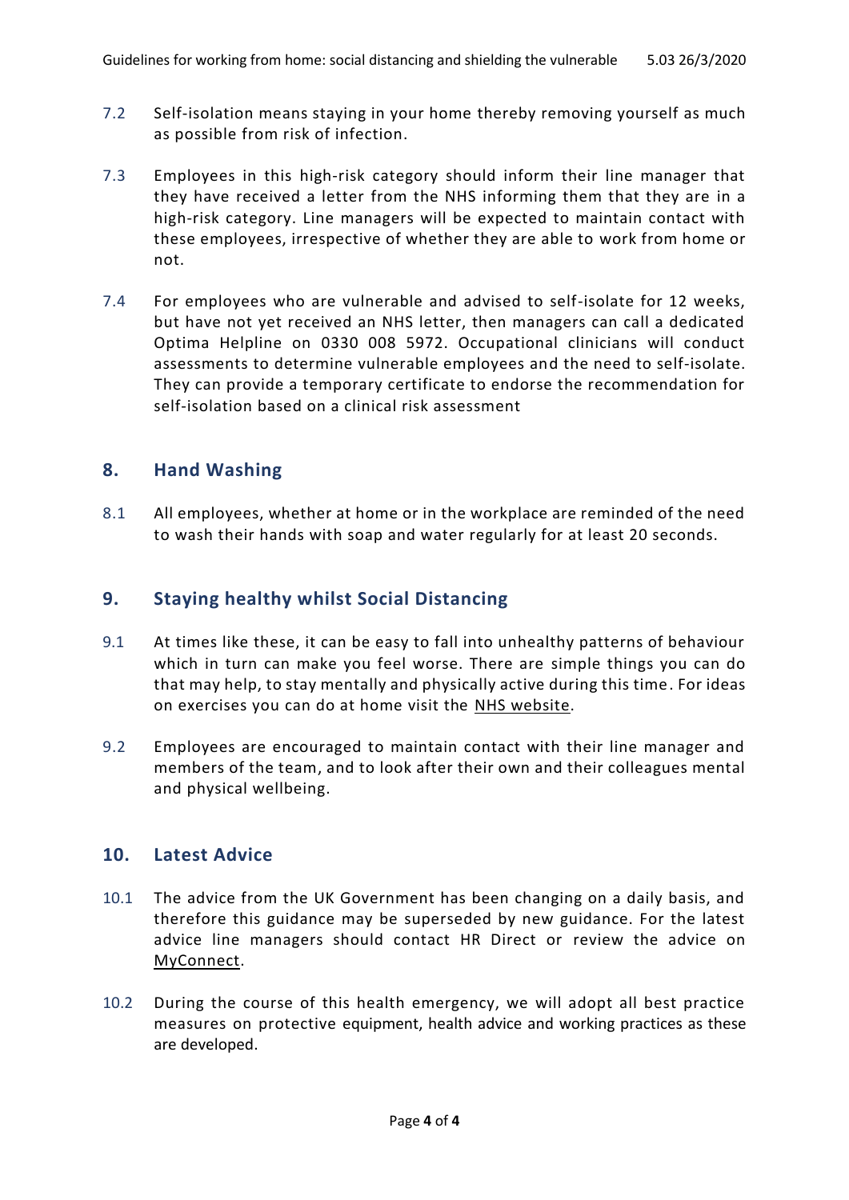7.2 Self-isolation means staying in your home thereby removing yourself as much as possible from risk of infection.

7.3 Employees in this high-risk category should inform their line manager that they have received a letter from the NHS informing them that they are in a high-risk category. Line managers will be expected to maintain contact with these employees, irrespective of whether they are able to work from home or not.

7.4 For employees who are vulnerable and advised to self-isolate for 12 weeks, but have not yet received an NHS letter, then managers can call a dedicated Optima Helpline on 0330 008 5972. Occupational clinicians will conduct assessments to determine vulnerable employees and the need to self-isolate. They can provide a temporary certificate to endorse the recommendation for self-isolation based on a clinical risk assessment

## 8. Hand Washing

8.1 All employees, whether at home or in the workplace are reminded of the need to wash their hands with soap and water regularly for at least 20 seconds.

## 9. Staying healthy whilst Social Distancing

9.1 At times like these, it can be easy to fall into unhealthy patterns of behaviour which in turn can make you feel worse. There are simple things you can do that may help, to stay mentally and physically active during this time. For ideas on exercises you can do at home visit the NHS website.

9.2 Employees are encouraged to maintain contact with their line manager and members of the team, and to look after their own and their colleagues mental and physical wellbeing.

## 10. Latest Advice

10.1 The advice from the UK Government has been changing on a daily basis, and therefore this guidance may be superseded by new guidance. For the latest advice line managers should contact HR Direct or review the advice on MyConnect.

10.2 During the course of this health emergency, we will adopt all best practice measures on protective equipment, health advice and working practices as these are developed.